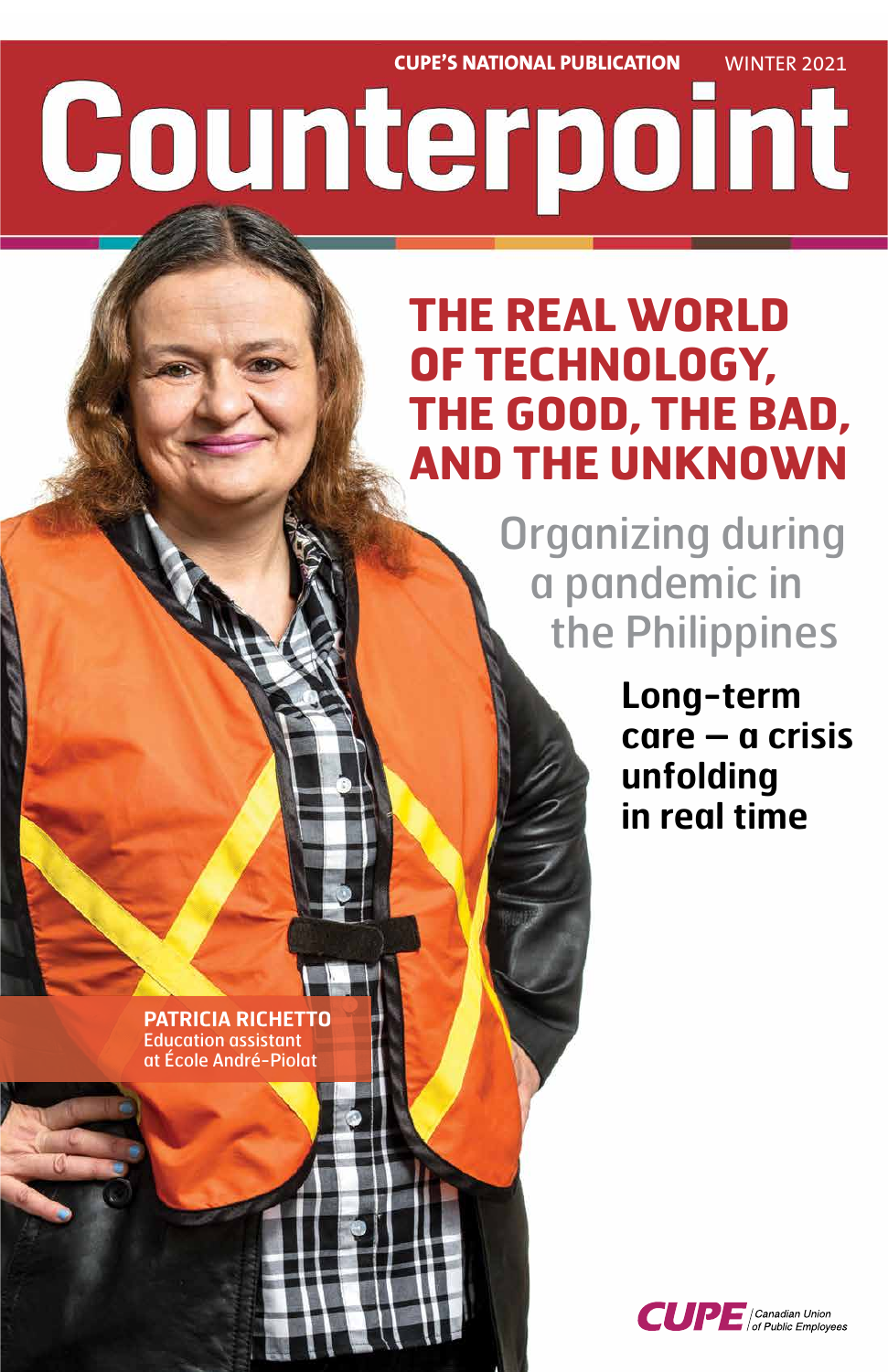CUPE'S NATIONAL PUBLICATION WINTER 2021

# Counterpoint

## THE REAL WORLD OF TECHNOLOGY, THE GOOD, THE BAD, AND THE UNKNOWN

## Organizing during a pandemic in the Philippines

## Long-term care – a crisis unfolding in real time

**PATRICIA RICHETTO**
Education assistant at École André-Piolat

CUPE Canadian Union of Public Employees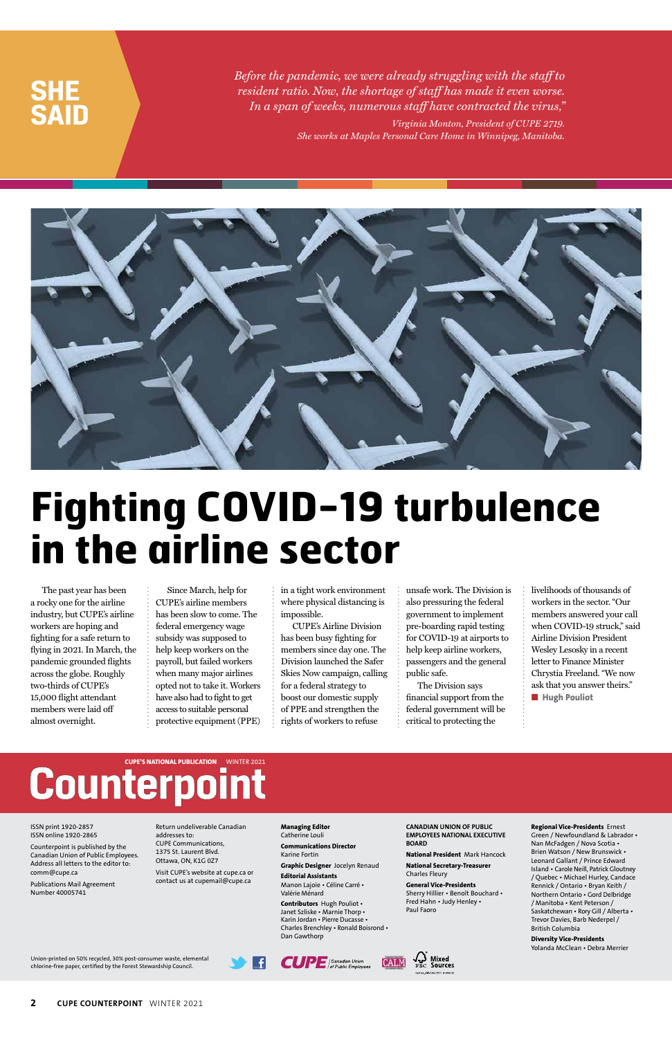## SHE SAID

*Before the pandemic, we were already struggling with the staff to resident ratio. Now, the shortage of staff has made it even worse. In a span of weeks, numerous staff have contracted the virus,"*

*Virginia Monton, President of CUPE 2719. She works at Maples Personal Care Home in Winnipeg, Manitoba.*

# Fighting COVID-19 turbulence in the airline sector

The past year has been a rocky one for the airline industry, but CUPE's airline workers are hoping and fighting for a safe return to flying in 2021. In March, the pandemic grounded flights across the globe. Roughly two-thirds of CUPE's 15,000 flight attendant members were laid off almost overnight.

Since March, help for CUPE's airline members has been slow to come. The federal emergency wage subsidy was supposed to help keep workers on the payroll, but failed workers when many major airlines opted not to take it. Workers have also had to fight to get access to suitable personal protective equipment (PPE) in a tight work environment where physical distancing is impossible.

CUPE's Airline Division has been busy fighting for members since day one. The Division launched the Safer Skies Now campaign, calling for a federal strategy to boost our domestic supply of PPE and strengthen the rights of workers to refuse unsafe work. The Division is also pressuring the federal government to implement pre-boarding rapid testing for COVID-19 at airports to help keep airline workers, passengers and the general public safe.

The Division says financial support from the federal government will be critical to protecting the livelihoods of thousands of workers in the sector. "Our members answered your call when COVID-19 struck," said Airline Division President Wesley Lesosky in a recent letter to Finance Minister Chrystia Freeland. "We now ask that you answer theirs." ■ **Hugh Pouliot**

---

**CUPE'S NATIONAL PUBLICATION** WINTER 2021

# Counterpoint

ISSN print 1920-2857
ISSN online 1920-2865

Counterpoint is published by the Canadian Union of Public Employees. Address all letters to the editor to: comm@cupe.ca

Publications Mail Agreement Number 40005741

Return undeliverable Canadian addresses to:
CUPE Communications,
1375 St. Laurent Blvd.
Ottawa, ON, K1G 0Z7

Visit CUPE's website at cupe.ca or contact us at cupemail@cupe.ca

**Managing Editor**
Catherine Louli

**Communications Director**
Karine Fortin

**Graphic Designer** Jocelyn Renaud

**Editorial Assistants**
Manon Lajoie • Céline Carré • Valérie Ménard

**Contributors** Hugh Pouliot • Janet Szliske • Marnie Thorp • Karin Jordan • Pierre Ducasse • Charles Brenchley • Ronald Boisrond • Dan Gawthorp

**CANADIAN UNION OF PUBLIC EMPLOYEES NATIONAL EXECUTIVE BOARD**

**National President** Mark Hancock

**National Secretary-Treasurer**
Charles Fleury

**General Vice-Presidents**
Sherry Hillier • Benoît Bouchard • Fred Hahn • Judy Henley • Paul Faoro

**Regional Vice-Presidents** Ernest Green / Newfoundland & Labrador • Nan McFadgen / Nova Scotia • Brien Watson / New Brunswick • Leonard Gallant / Prince Edward Island • Carole Neill, Patrick Gloutney / Quebec • Michael Hurley, Candace Rennick / Ontario • Bryan Keith / Northern Ontario • Gord Delbridge / Manitoba • Kent Peterson / Saskatchewan • Rory Gill / Alberta • Trevor Davies, Barb Nederpel / British Columbia

**Diversity Vice-Presidents**
Yolanda McClean • Debra Merrier

Union-printed on 50% recycled, 30% post-consumer waste, elemental chlorine-free paper, certified by the Forest Stewardship Council.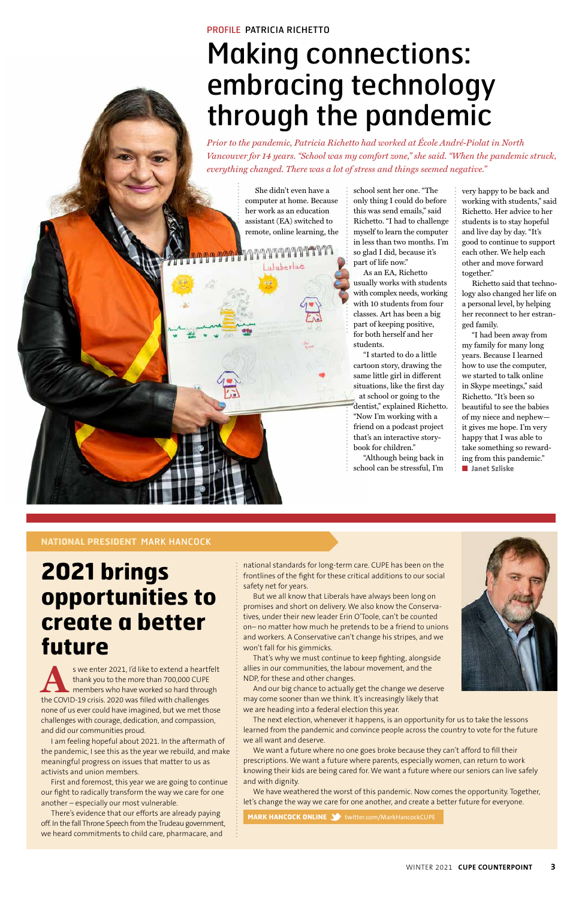PROFILE PATRICIA RICHETTO

# Making connections: embracing technology through the pandemic

*Prior to the pandemic, Patricia Richetto had worked at École André-Piolat in North Vancouver for 14 years. "School was my comfort zone," she said. "When the pandemic struck, everything changed. There was a lot of stress and things seemed negative."*

She didn't even have a computer at home. Because her work as an education assistant (EA) switched to remote, online learning, the school sent her one. "The only thing I could do before this was send emails," said Richetto. "I had to challenge myself to learn the computer in less than two months. I'm so glad I did, because it's part of life now."

As an EA, Richetto usually works with students with complex needs, working with 10 students from four classes. Art has been a big part of keeping positive, for both herself and her students.

"I started to do a little cartoon story, drawing the same little girl in different situations, like the first day at school or going to the dentist," explained Richetto. "Now I'm working with a friend on a podcast project that's an interactive storybook for children."

"Although being back in school can be stressful, I'm very happy to be back and working with students," said Richetto. Her advice to her students is to stay hopeful and live day by day. "It's good to continue to support each other. We help each other and move forward together."

Richetto said that technology also changed her life on a personal level, by helping her reconnect to her estranged family.

"I had been away from my family for many long years. Because I learned how to use the computer, we started to talk online in Skype meetings," said Richetto. "It's been so beautiful to see the babies of my niece and nephew—it gives me hope. I'm very happy that I was able to take something so rewarding from this pandemic."

**Janet Szliske**

NATIONAL PRESIDENT MARK HANCOCK

# 2021 brings opportunities to create a better future

As we enter 2021, I'd like to extend a heartfelt thank you to the more than 700,000 CUPE members who have worked so hard through the COVID-19 crisis. 2020 was filled with challenges none of us ever could have imagined, but we met those challenges with courage, dedication, and compassion, and did our communities proud.

I am feeling hopeful about 2021. In the aftermath of the pandemic, I see this as the year we rebuild, and make meaningful progress on issues that matter to us as activists and union members.

First and foremost, this year we are going to continue our fight to radically transform the way we care for one another – especially our most vulnerable.

There's evidence that our efforts are already paying off. In the fall Throne Speech from the Trudeau government, we heard commitments to child care, pharmacare, and national standards for long-term care. CUPE has been on the frontlines of the fight for these critical additions to our social safety net for years.

But we all know that Liberals have always been long on promises and short on delivery. We also know the Conservatives, under their new leader Erin O'Toole, can't be counted on– no matter how much he pretends to be a friend to unions and workers. A Conservative can't change his stripes, and we won't fall for his gimmicks.

That's why we must continue to keep fighting, alongside allies in our communities, the labour movement, and the NDP, for these and other changes.

And our big chance to actually get the change we deserve may come sooner than we think. It's increasingly likely that we are heading into a federal election this year.

The next election, whenever it happens, is an opportunity for us to take the lessons learned from the pandemic and convince people across the country to vote for the future we all want and deserve.

We want a future where no one goes broke because they can't afford to fill their prescriptions. We want a future where parents, especially women, can return to work knowing their kids are being cared for. We want a future where our seniors can live safely and with dignity.

We have weathered the worst of this pandemic. Now comes the opportunity. Together, let's change the way we care for one another, and create a better future for everyone.

**MARK HANCOCK ONLINE** twitter.com/MarkHancockCUPE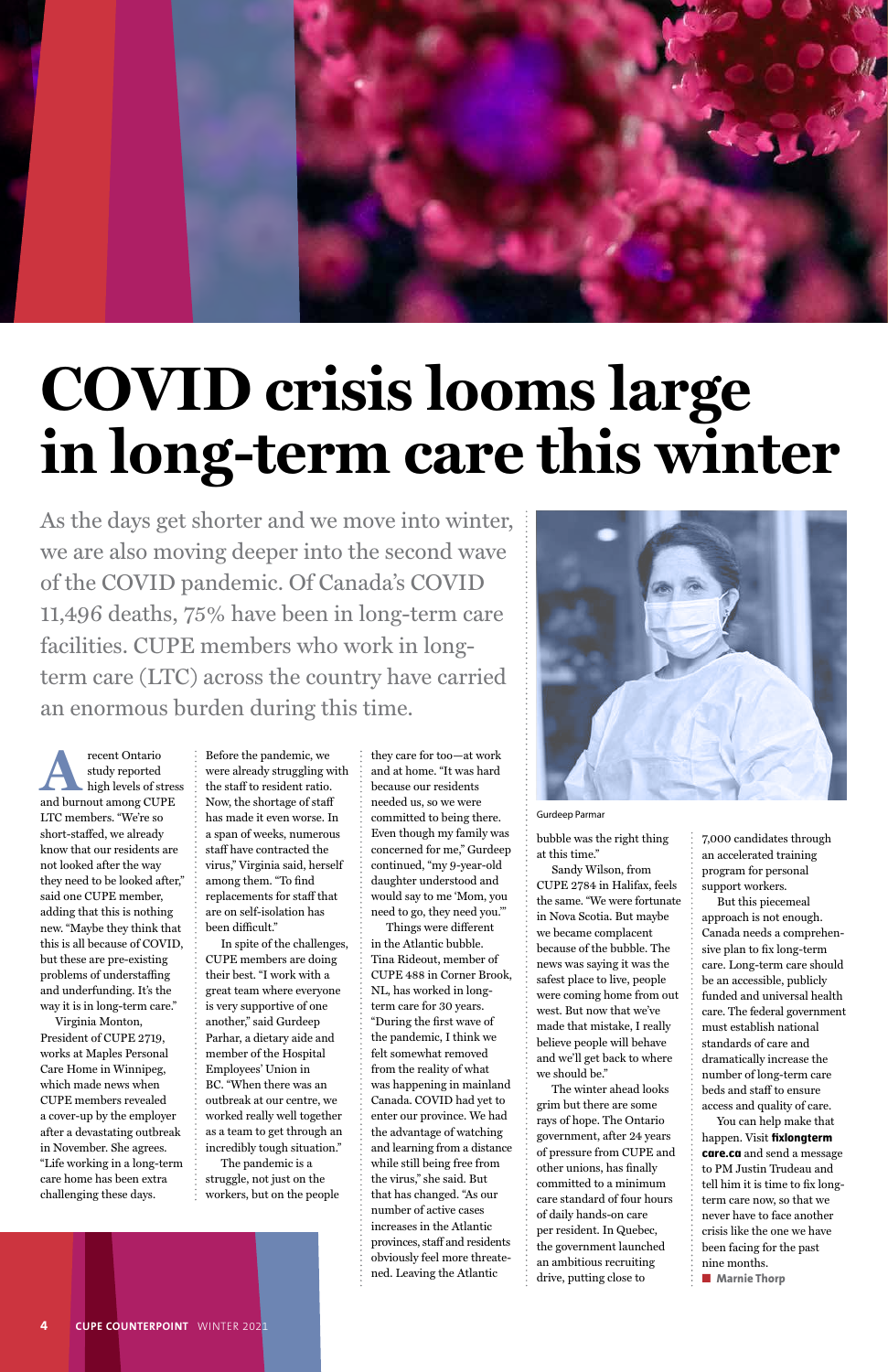# COVID crisis looms large in long-term care this winter

As the days get shorter and we move into winter, we are also moving deeper into the second wave of the COVID pandemic. Of Canada's COVID 11,496 deaths, 75% have been in long-term care facilities. CUPE members who work in long-term care (LTC) across the country have carried an enormous burden during this time.

A recent Ontario study reported high levels of stress and burnout among CUPE LTC members. "We're so short-staffed, we already know that our residents are not looked after the way they need to be looked after," said one CUPE member, adding that this is nothing new. "Maybe they think that this is all because of COVID, but these are pre-existing problems of understaffing and underfunding. It's the way it is in long-term care."

Virginia Monton, President of CUPE 2719, works at Maples Personal Care Home in Winnipeg, which made news when CUPE members revealed a cover-up by the employer after a devastating outbreak in November. She agrees. "Life working in a long-term care home has been extra challenging these days.

Before the pandemic, we were already struggling with the staff to resident ratio. Now, the shortage of staff has made it even worse. In a span of weeks, numerous staff have contracted the virus," Virginia said, herself among them. "To find replacements for staff that are on self-isolation has been difficult."

In spite of the challenges, CUPE members are doing their best. "I work with a great team where everyone is very supportive of one another," said Gurdeep Parhar, a dietary aide and member of the Hospital Employees' Union in BC. "When there was an outbreak at our centre, we worked really well together as a team to get through an incredibly tough situation."

The pandemic is a struggle, not just on the workers, but on the people they care for too—at work and at home. "It was hard because our residents needed us, so we were committed to being there. Even though my family was concerned for me," Gurdeep continued, "my 9-year-old daughter understood and would say to me 'Mom, you need to go, they need you.'"

Things were different in the Atlantic bubble. Tina Rideout, member of CUPE 488 in Corner Brook, NL, has worked in long-term care for 30 years. "During the first wave of the pandemic, I think we felt somewhat removed from the reality of what was happening in mainland Canada. COVID had yet to enter our province. We had the advantage of watching and learning from a distance while still being free from the virus," she said. But that has changed. "As our number of active cases increases in the Atlantic provinces, staff and residents obviously feel more threatened. Leaving the Atlantic bubble was the right thing at this time."

Gurdeep Parmar

Sandy Wilson, from CUPE 2784 in Halifax, feels the same. "We were fortunate in Nova Scotia. But maybe we became complacent because of the bubble. The news was saying it was the safest place to live, people were coming home from out west. But now that we've made that mistake, I really believe people will behave and we'll get back to where we should be."

The winter ahead looks grim but there are some rays of hope. The Ontario government, after 24 years of pressure from CUPE and other unions, has finally committed to a minimum care standard of four hours of daily hands-on care per resident. In Quebec, the government launched an ambitious recruiting drive, putting close to 7,000 candidates through an accelerated training program for personal support workers.

But this piecemeal approach is not enough. Canada needs a comprehensive plan to fix long-term care. Long-term care should be an accessible, publicly funded and universal health care. The federal government must establish national standards of care and dramatically increase the number of long-term care beds and staff to ensure access and quality of care.

You can help make that happen. Visit **fixlongtermcare.ca** and send a message to PM Justin Trudeau and tell him it is time to fix long-term care now, so that we never have to face another crisis like the one we have been facing for the past nine months.

■ **Marnie Thorp**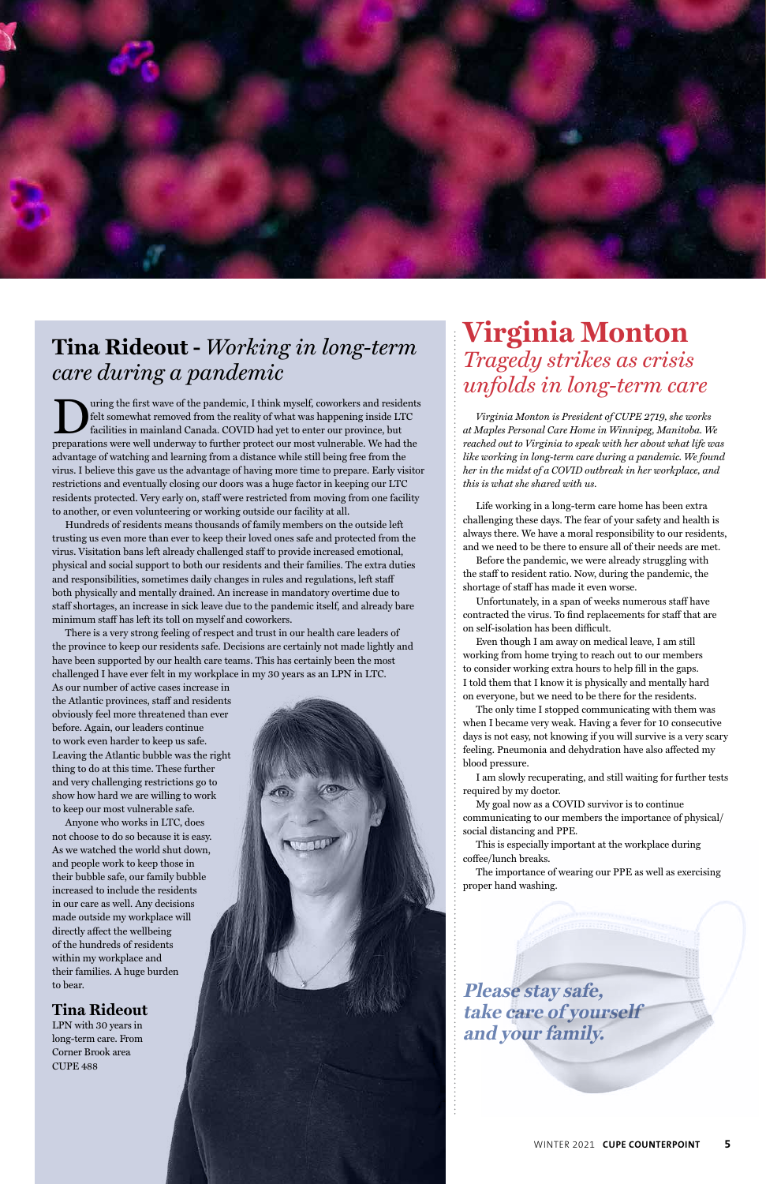## Tina Rideout - *Working in long-term care during a pandemic*

During the first wave of the pandemic, I think myself, coworkers and residents felt somewhat removed from the reality of what was happening inside LTC facilities in mainland Canada. COVID had yet to enter our province, but preparations were well underway to further protect our most vulnerable. We had the advantage of watching and learning from a distance while still being free from the virus. I believe this gave us the advantage of having more time to prepare. Early visitor restrictions and eventually closing our doors was a huge factor in keeping our LTC residents protected. Very early on, staff were restricted from moving from one facility to another, or even volunteering or working outside our facility at all.

Hundreds of residents means thousands of family members on the outside left trusting us even more than ever to keep their loved ones safe and protected from the virus. Visitation bans left already challenged staff to provide increased emotional, physical and social support to both our residents and their families. The extra duties and responsibilities, sometimes daily changes in rules and regulations, left staff both physically and mentally drained. An increase in mandatory overtime due to staff shortages, an increase in sick leave due to the pandemic itself, and already bare minimum staff has left its toll on myself and coworkers.

There is a very strong feeling of respect and trust in our health care leaders of the province to keep our residents safe. Decisions are certainly not made lightly and have been supported by our health care teams. This has certainly been the most challenged I have ever felt in my workplace in my 30 years as an LPN in LTC.

As our number of active cases increase in the Atlantic provinces, staff and residents obviously feel more threatened than ever before. Again, our leaders continue to work even harder to keep us safe. Leaving the Atlantic bubble was the right thing to do at this time. These further and very challenging restrictions go to show how hard we are willing to work to keep our most vulnerable safe.

Anyone who works in LTC, does not choose to do so because it is easy. As we watched the world shut down, and people work to keep those in their bubble safe, our family bubble increased to include the residents in our care as well. Any decisions made outside my workplace will directly affect the wellbeing of the hundreds of residents within my workplace and their families. A huge burden to bear.

**Tina Rideout**
LPN with 30 years in long-term care. From Corner Brook area
CUPE 488

## Virginia Monton
### *Tragedy strikes as crisis unfolds in long-term care*

*Virginia Monton is President of CUPE 2719, she works at Maples Personal Care Home in Winnipeg, Manitoba. We reached out to Virginia to speak with her about what life was like working in long-term care during a pandemic. We found her in the midst of a COVID outbreak in her workplace, and this is what she shared with us.*

Life working in a long-term care home has been extra challenging these days. The fear of your safety and health is always there. We have a moral responsibility to our residents, and we need to be there to ensure all of their needs are met.

Before the pandemic, we were already struggling with the staff to resident ratio. Now, during the pandemic, the shortage of staff has made it even worse.

Unfortunately, in a span of weeks numerous staff have contracted the virus. To find replacements for staff that are on self-isolation has been difficult.

Even though I am away on medical leave, I am still working from home trying to reach out to our members to consider working extra hours to help fill in the gaps. I told them that I know it is physically and mentally hard on everyone, but we need to be there for the residents.

The only time I stopped communicating with them was when I became very weak. Having a fever for 10 consecutive days is not easy, not knowing if you will survive is a very scary feeling. Pneumonia and dehydration have also affected my blood pressure.

I am slowly recuperating, and still waiting for further tests required by my doctor.

My goal now as a COVID survivor is to continue communicating to our members the importance of physical/social distancing and PPE.

This is especially important at the workplace during coffee/lunch breaks.

The importance of wearing our PPE as well as exercising proper hand washing.

***Please stay safe, take care of yourself and your family.***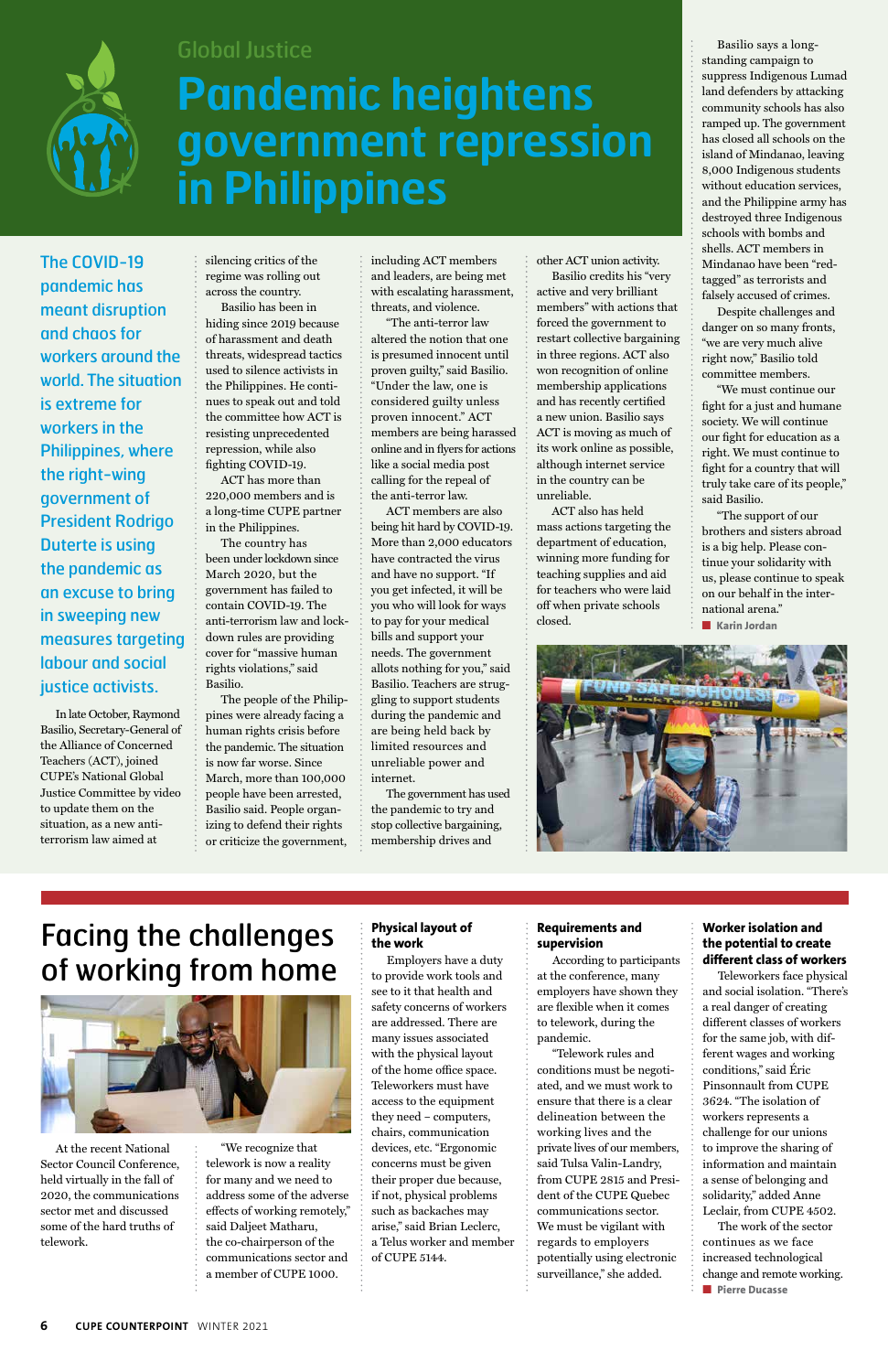Global Justice

# Pandemic heightens government repression in Philippines

**The COVID-19 pandemic has meant disruption and chaos for workers around the world. The situation is extreme for workers in the Philippines, where the right-wing government of President Rodrigo Duterte is using the pandemic as an excuse to bring in sweeping new measures targeting labour and social justice activists.**

In late October, Raymond Basilio, Secretary-General of the Alliance of Concerned Teachers (ACT), joined CUPE's National Global Justice Committee by video to update them on the situation, as a new anti-terrorism law aimed at silencing critics of the regime was rolling out across the country.

Basilio has been in hiding since 2019 because of harassment and death threats, widespread tactics used to silence activists in the Philippines. He continues to speak out and told the committee how ACT is resisting unprecedented repression, while also fighting COVID-19.

ACT has more than 220,000 members and is a long-time CUPE partner in the Philippines.

The country has been under lockdown since March 2020, but the government has failed to contain COVID-19. The anti-terrorism law and lockdown rules are providing cover for "massive human rights violations," said Basilio.

The people of the Philippines were already facing a human rights crisis before the pandemic. The situation is now far worse. Since March, more than 100,000 people have been arrested, Basilio said. People organizing to defend their rights or criticize the government, including ACT members and leaders, are being met with escalating harassment, threats, and violence.

"The anti-terror law altered the notion that one is presumed innocent until proven guilty," said Basilio. "Under the law, one is considered guilty unless proven innocent." ACT members are being harassed online and in flyers for actions like a social media post calling for the repeal of the anti-terror law.

ACT members are also being hit hard by COVID-19. More than 2,000 educators have contracted the virus and have no support. "If you get infected, it will be you who will look for ways to pay for your medical bills and support your needs. The government allots nothing for you," said Basilio. Teachers are struggling to support students during the pandemic and are being held back by limited resources and unreliable power and internet.

The government has used the pandemic to try and stop collective bargaining, membership drives and other ACT union activity.

Basilio credits his "very active and very brilliant members" with actions that forced the government to restart collective bargaining in three regions. ACT also won recognition of online membership applications and has recently certified a new union. Basilio says ACT is moving as much of its work online as possible, although internet service in the country can be unreliable.

ACT also has held mass actions targeting the department of education, winning more funding for teaching supplies and aid for teachers who were laid off when private schools closed.

Basilio says a long-standing campaign to suppress Indigenous Lumad land defenders by attacking community schools has also ramped up. The government has closed all schools on the island of Mindanao, leaving 8,000 Indigenous students without education services, and the Philippine army has destroyed three Indigenous schools with bombs and shells. ACT members in Mindanao have been "red-tagged" as terrorists and falsely accused of crimes.

Despite challenges and danger on so many fronts, "we are very much alive right now," Basilio told committee members.

"We must continue our fight for a just and humane society. We will continue our fight for education as a right. We must continue to fight for a country that will truly take care of its people," said Basilio.

"The support of our brothers and sisters abroad is a big help. Please continue your solidarity with us, please continue to speak on our behalf in the international arena."

■ Karin Jordan

# Facing the challenges of working from home

At the recent National Sector Council Conference, held virtually in the fall of 2020, the communications sector met and discussed some of the hard truths of telework.

"We recognize that telework is now a reality for many and we need to address some of the adverse effects of working remotely," said Daljeet Matharu, the co-chairperson of the communications sector and a member of CUPE 1000.

### Physical layout of the work

Employers have a duty to provide work tools and see to it that health and safety concerns of workers are addressed. There are many issues associated with the physical layout of the home office space. Teleworkers must have access to the equipment they need – computers, chairs, communication devices, etc. "Ergonomic concerns must be given their proper due because, if not, physical problems such as backaches may arise," said Brian Leclerc, a Telus worker and member of CUPE 5144.

### Requirements and supervision

According to participants at the conference, many employers have shown they are flexible when it comes to telework, during the pandemic.

"Telework rules and conditions must be negotiated, and we must work to ensure that there is a clear delineation between the working lives and the private lives of our members," said Tulsa Valin-Landry, from CUPE 2815 and President of the CUPE Quebec communications sector. We must be vigilant with regards to employers potentially using electronic surveillance," she added.

### Worker isolation and the potential to create different class of workers

Teleworkers face physical and social isolation. "There's a real danger of creating different classes of workers for the same job, with different wages and working conditions," said Éric Pinsonnault from CUPE 3624. "The isolation of workers represents a challenge for our unions to improve the sharing of information and maintain a sense of belonging and solidarity," added Anne Leclair, from CUPE 4502.

The work of the sector continues as we face increased technological change and remote working.

■ Pierre Ducasse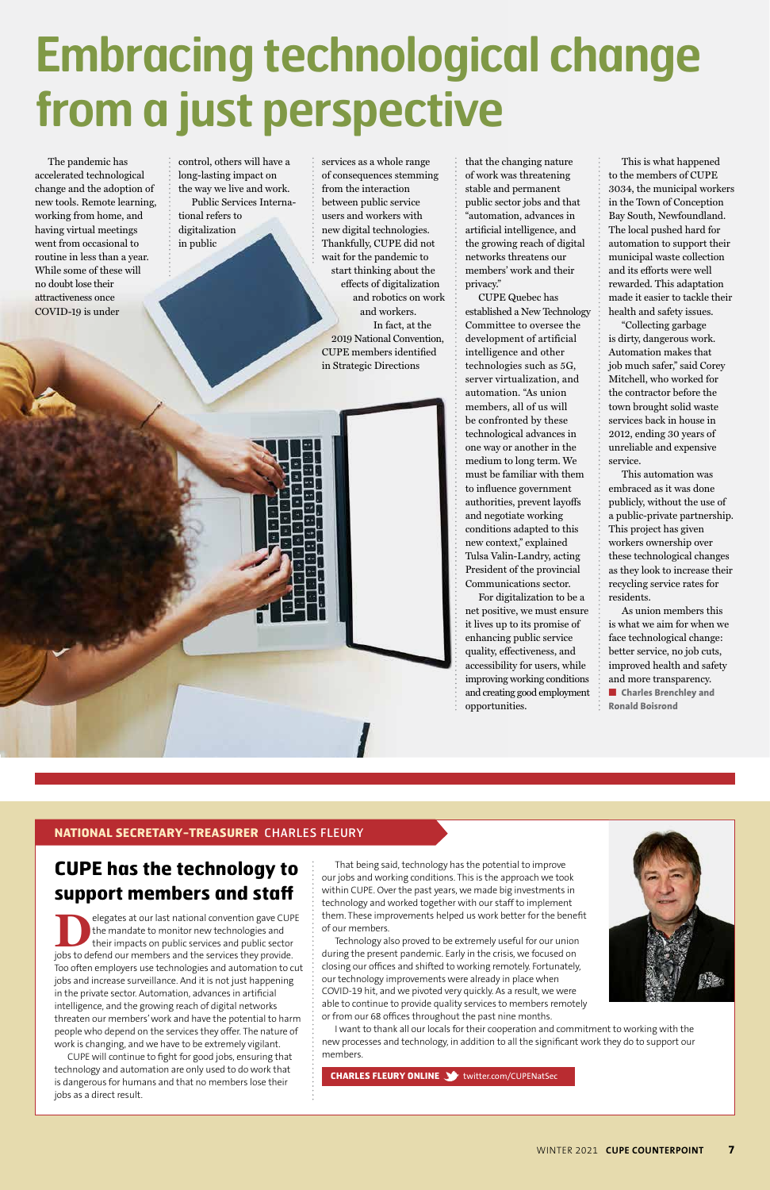# Embracing technological change from a just perspective

The pandemic has accelerated technological change and the adoption of new tools. Remote learning, working from home, and having virtual meetings went from occasional to routine in less than a year. While some of these will no doubt lose their attractiveness once COVID-19 is under control, others will have a long-lasting impact on the way we live and work.

Public Services International refers to digitalization in public services as a whole range of consequences stemming from the interaction between public service users and workers with new digital technologies. Thankfully, CUPE did not wait for the pandemic to start thinking about the effects of digitalization and robotics on work and workers.

In fact, at the 2019 National Convention, CUPE members identified in Strategic Directions that the changing nature of work was threatening stable and permanent public sector jobs and that "automation, advances in artificial intelligence, and the growing reach of digital networks threatens our members' work and their privacy."

CUPE Quebec has established a New Technology Committee to oversee the development of artificial intelligence and other technologies such as 5G, server virtualization, and automation. "As union members, all of us will be confronted by these technological advances in one way or another in the medium to long term. We must be familiar with them to influence government authorities, prevent layoffs and negotiate working conditions adapted to this new context," explained Tulsa Valin-Landry, acting President of the provincial Communications sector.

For digitalization to be a net positive, we must ensure it lives up to its promise of enhancing public service quality, effectiveness, and accessibility for users, while improving working conditions and creating good employment opportunities.

This is what happened to the members of CUPE 3034, the municipal workers in the Town of Conception Bay South, Newfoundland. The local pushed hard for automation to support their municipal waste collection and its efforts were well rewarded. This adaptation made it easier to tackle their health and safety issues.

"Collecting garbage is dirty, dangerous work. Automation makes that job much safer," said Corey Mitchell, who worked for the contractor before the town brought solid waste services back in house in 2012, ending 30 years of unreliable and expensive service.

This automation was embraced as it was done publicly, without the use of a public-private partnership. This project has given workers ownership over these technological changes as they look to increase their recycling service rates for residents.

As union members this is what we aim for when we face technological change: better service, no job cuts, improved health and safety and more transparency.

■ **Charles Brenchley and Ronald Boisrond**

---

**NATIONAL SECRETARY-TREASURER** CHARLES FLEURY

## CUPE has the technology to support members and staff

Delegates at our last national convention gave CUPE the mandate to monitor new technologies and their impacts on public services and public sector jobs to defend our members and the services they provide. Too often employers use technologies and automation to cut jobs and increase surveillance. And it is not just happening in the private sector. Automation, advances in artificial intelligence, and the growing reach of digital networks threaten our members' work and have the potential to harm people who depend on the services they offer. The nature of work is changing, and we have to be extremely vigilant.

CUPE will continue to fight for good jobs, ensuring that technology and automation are only used to do work that is dangerous for humans and that no members lose their jobs as a direct result.

That being said, technology has the potential to improve our jobs and working conditions. This is the approach we took within CUPE. Over the past years, we made big investments in technology and worked together with our staff to implement them. These improvements helped us work better for the benefit of our members.

Technology also proved to be extremely useful for our union during the present pandemic. Early in the crisis, we focused on closing our offices and shifted to working remotely. Fortunately, our technology improvements were already in place when COVID-19 hit, and we pivoted very quickly. As a result, we were able to continue to provide quality services to members remotely or from our 68 offices throughout the past nine months.

I want to thank all our locals for their cooperation and commitment to working with the new processes and technology, in addition to all the significant work they do to support our members.

**CHARLES FLEURY ONLINE** twitter.com/CUPENatSec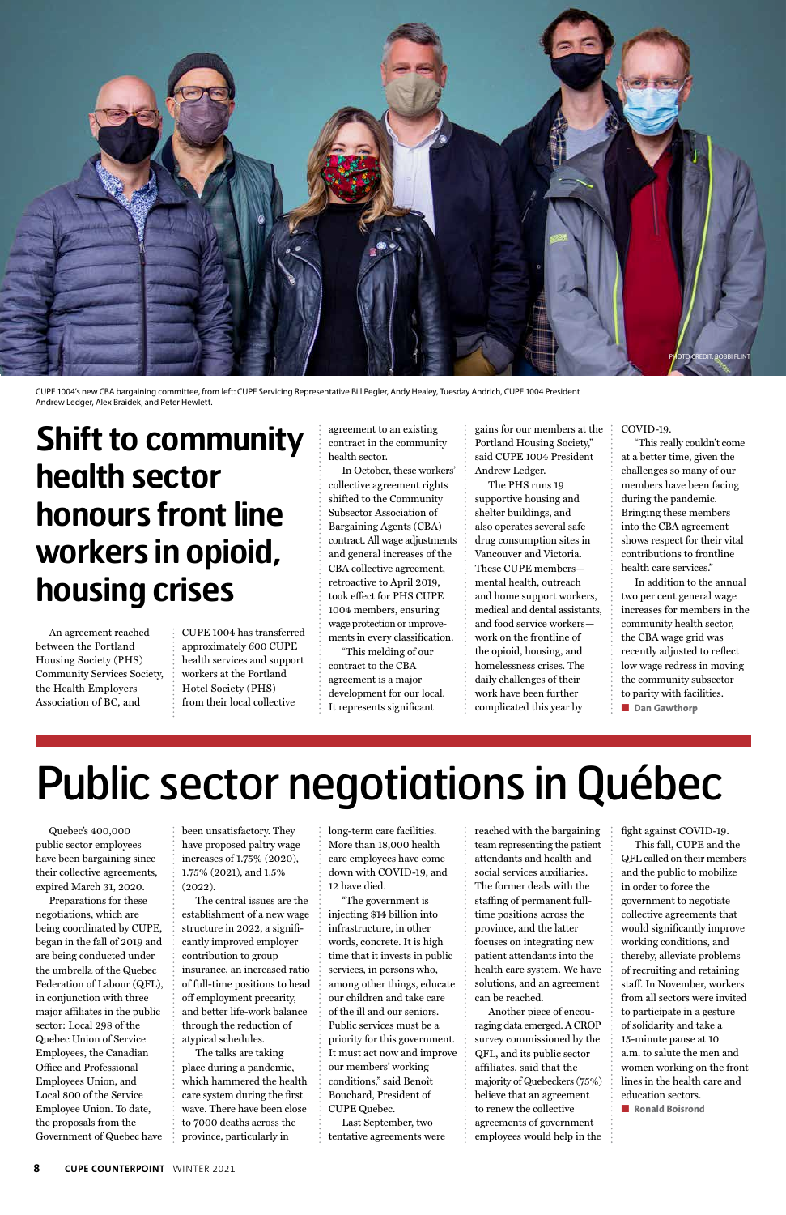CUPE 1004's new CBA bargaining committee, from left: CUPE Servicing Representative Bill Pegler, Andy Healey, Tuesday Andrich, CUPE 1004 President Andrew Ledger, Alex Braidek, and Peter Hewlett.

PHOTO CREDIT: BOBBI FLINT

# Shift to community health sector honours front line workers in opioid, housing crises

An agreement reached between the Portland Housing Society (PHS) Community Services Society, the Health Employers Association of BC, and CUPE 1004 has transferred approximately 600 CUPE health services and support workers at the Portland Hotel Society (PHS) from their local collective agreement to an existing contract in the community health sector.

In October, these workers' collective agreement rights shifted to the Community Subsector Association of Bargaining Agents (CBA) contract. All wage adjustments and general increases of the CBA collective agreement, retroactive to April 2019, took effect for PHS CUPE 1004 members, ensuring wage protection or improvements in every classification.

"This melding of our contract to the CBA agreement is a major development for our local. It represents significant gains for our members at the Portland Housing Society," said CUPE 1004 President Andrew Ledger.

The PHS runs 19 supportive housing and shelter buildings, and also operates several safe drug consumption sites in Vancouver and Victoria. These CUPE members—mental health, outreach and home support workers, medical and dental assistants, and food service workers—work on the frontline of the opioid, housing, and homelessness crises. The daily challenges of their work have been further complicated this year by COVID-19.

"This really couldn't come at a better time, given the challenges so many of our members have been facing during the pandemic. Bringing these members into the CBA agreement shows respect for their vital contributions to frontline health care services."

In addition to the annual two per cent general wage increases for members in the community health sector, the CBA wage grid was recently adjusted to reflect low wage redress in moving the community subsector to parity with facilities.

**Dan Gawthorp**

# Public sector negotiations in Québec

Quebec's 400,000 public sector employees have been bargaining since their collective agreements, expired March 31, 2020.

Preparations for these negotiations, which are being coordinated by CUPE, began in the fall of 2019 and are being conducted under the umbrella of the Quebec Federation of Labour (QFL), in conjunction with three major affiliates in the public sector: Local 298 of the Quebec Union of Service Employees, the Canadian Office and Professional Employees Union, and Local 800 of the Service Employee Union. To date, the proposals from the Government of Quebec have been unsatisfactory. They have proposed paltry wage increases of 1.75% (2020), 1.75% (2021), and 1.5% (2022).

The central issues are the establishment of a new wage structure in 2022, a significantly improved employer contribution to group insurance, an increased ratio of full-time positions to head off employment precarity, and better life-work balance through the reduction of atypical schedules.

The talks are taking place during a pandemic, which hammered the health care system during the first wave. There have been close to 7000 deaths across the province, particularly in long-term care facilities. More than 18,000 health care employees have come down with COVID-19, and 12 have died.

"The government is injecting $14 billion into infrastructure, in other words, concrete. It is high time that it invests in public services, in persons who, among other things, educate our children and take care of the ill and our seniors. Public services must be a priority for this government. It must act now and improve our members' working conditions," said Benoît Bouchard, President of CUPE Quebec.

Last September, two tentative agreements were reached with the bargaining team representing the patient attendants and health and social services auxiliaries. The former deals with the staffing of permanent full-time positions across the province, and the latter focuses on integrating new patient attendants into the health care system. We have solutions, and an agreement can be reached.

Another piece of encouraging data emerged. A CROP survey commissioned by the QFL, and its public sector affiliates, said that the majority of Quebeckers (75%) believe that an agreement to renew the collective agreements of government employees would help in the fight against COVID-19.

This fall, CUPE and the QFL called on their members and the public to mobilize in order to force the government to negotiate collective agreements that would significantly improve working conditions, and thereby, alleviate problems of recruiting and retaining staff. In November, workers from all sectors were invited to participate in a gesture of solidarity and take a 15-minute pause at 10 a.m. to salute the men and women working on the front lines in the health care and education sectors.

**Ronald Boisrond**